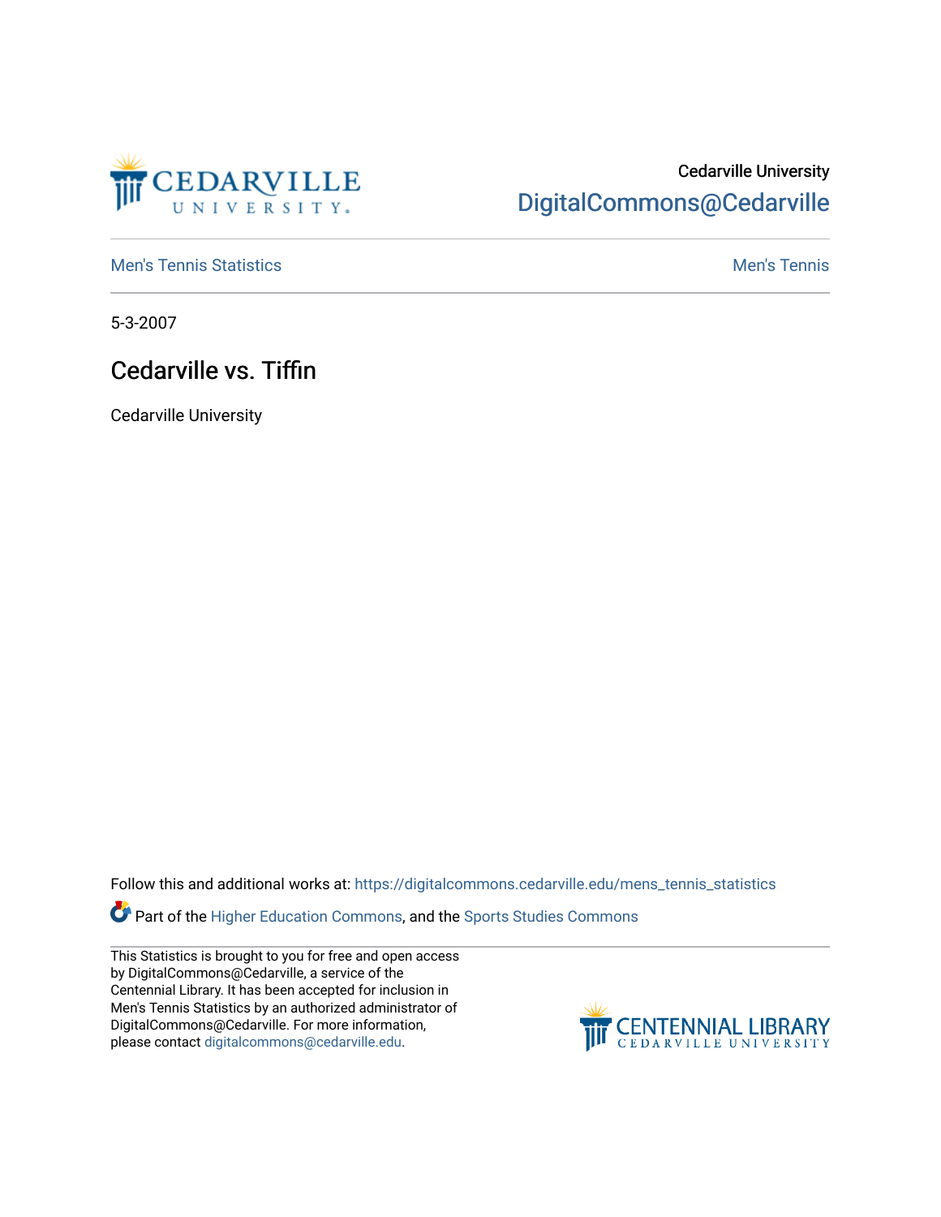Cedarville University

DigitalCommons@Cedarville

Men's Tennis Statistics

Men's Tennis

5-3-2007

# Cedarville vs. Tiffin

Cedarville University

Follow this and additional works at: https://digitalcommons.cedarville.edu/mens_tennis_statistics

Part of the Higher Education Commons, and the Sports Studies Commons

This Statistics is brought to you for free and open access by DigitalCommons@Cedarville, a service of the Centennial Library. It has been accepted for inclusion in Men's Tennis Statistics by an authorized administrator of DigitalCommons@Cedarville. For more information, please contact digitalcommons@cedarville.edu.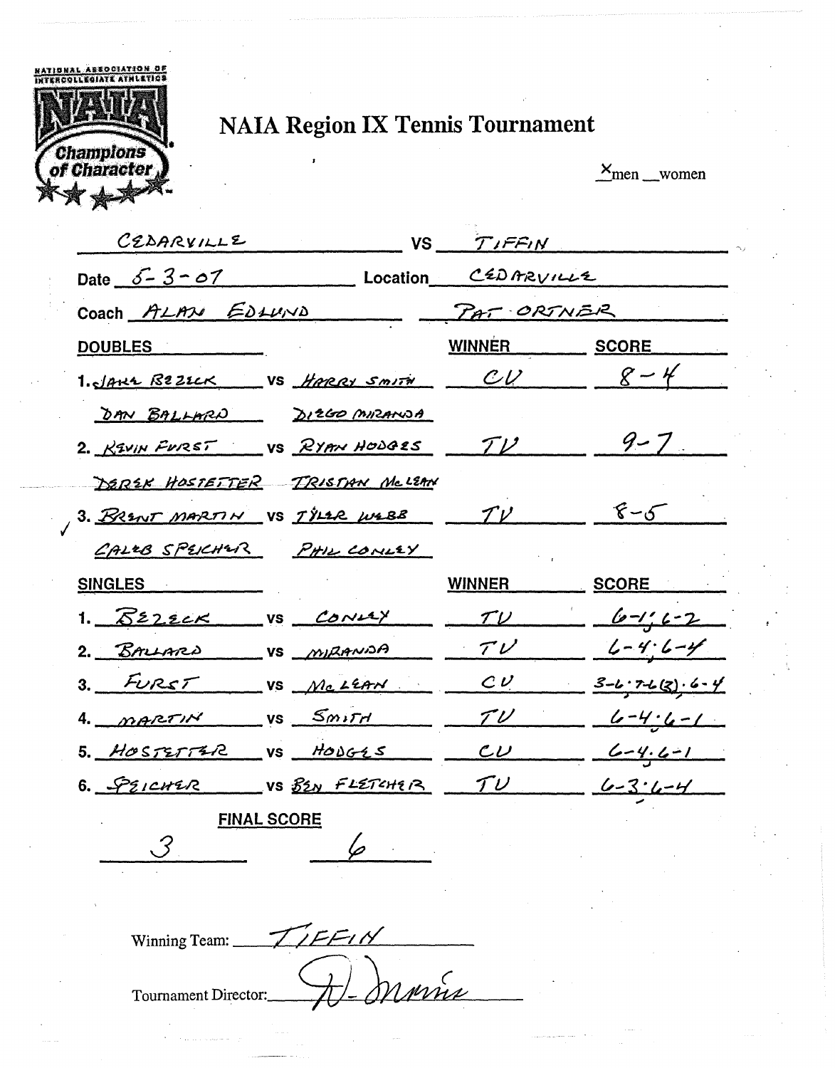NATIONAL ASSOCIATION OF INTERCOLLEGIATE ATHLETICS
NAIA
Champions of Character

# NAIA Region IX Tennis Tournament

X men __ women

CEDARVILLE VS TIFFIN

Date 5-3-07 Location CEDARVILLE

Coach ALAN EDLUND PAT ORTNER

| DOUBLES | | | WINNER | SCORE |
|---|---|---|---|---|
| 1. JAKE BEZECK / DAN BALLARD | vs | HARRY SMITH / DIEGO MIRANDA | CU | 8-4 |
| 2. KEVIN FURST / DEREK HOSTETTER | vs | RYAN HODGES / TRISTAN McLEAN | TU | 9-7 |
| ✓ 3. BRENT MARTIN / CALEB SPEICHER | vs | TYLER WEBB / PHIL CONLEY | TU | 8-5 |

| SINGLES | | | WINNER | SCORE |
|---|---|---|---|---|
| 1. BEZECK | vs | CONLEY | TU | 6-1; 6-2 |
| 2. BALLARD | vs | MIRANDA | TU | 6-4; 6-4 |
| 3. FURST | vs | McLEAN | CU | 3-6; 7-6(3); 6-4 |
| 4. MARTIN | vs | SMITH | TU | 6-4; 6-1 |
| 5. HOSTETTER | vs | HODGES | CU | 6-4; 6-1 |
| 6. SPEICHER | vs | BEN FLETCHER | TU | 6-3; 6-4 |

**FINAL SCORE**

3 6

Winning Team: TIFFIN

Tournament Director: [signature]